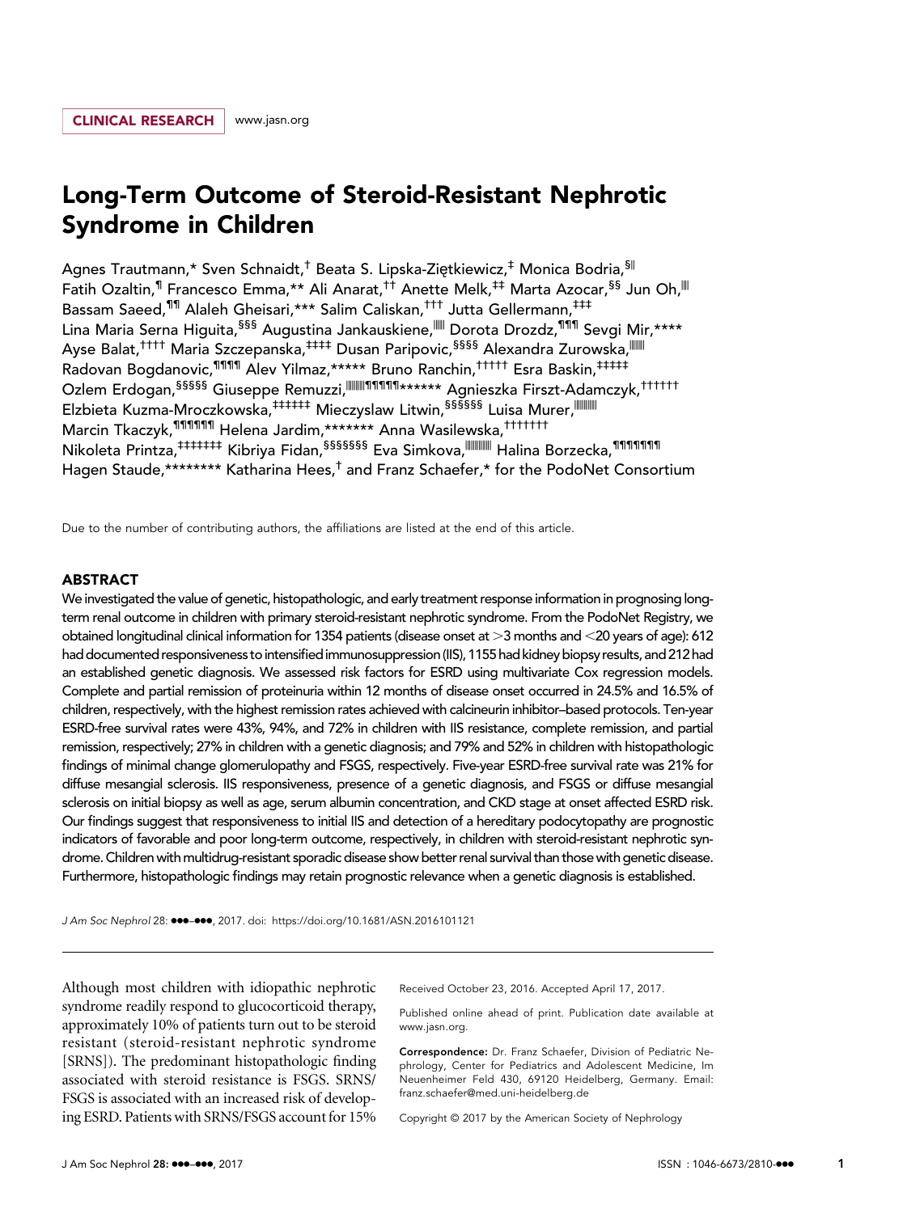CLINICAL RESEARCH www.jasn.org

# Long-Term Outcome of Steroid-Resistant Nephrotic Syndrome in Children

Agnes Trautmann,* Sven Schnaidt,† Beata S. Lipska-Ziętkiewicz,‡ Monica Bodria,§‖ Fatih Ozaltin,¶ Francesco Emma,** Ali Anarat,†† Anette Melk,‡‡ Marta Azocar,§§ Jun Oh,‖‖ Bassam Saeed,¶¶ Alaleh Gheisari,*** Salim Caliskan,††† Jutta Gellermann,‡‡‡ Lina Maria Serna Higuita,§§§ Augustina Jankauskiene,‖‖‖ Dorota Drozdz,¶¶¶ Sevgi Mir,**** Ayse Balat,†††† Maria Szczepanska,‡‡‡‡ Dusan Paripovic,§§§§ Alexandra Zurowska,‖‖‖‖ Radovan Bogdanovic,¶¶¶¶ Alev Yilmaz,***** Bruno Ranchin,††††† Esra Baskin,‡‡‡‡‡ Ozlem Erdogan,§§§§§ Giuseppe Remuzzi,‖‖‖‖‖¶¶¶¶¶****** Agnieszka Firszt-Adamczyk,†††††† Elzbieta Kuzma-Mroczkowska,‡‡‡‡‡‡ Mieczyslaw Litwin,§§§§§§ Luisa Murer,‖‖‖‖‖‖ Marcin Tkaczyk,¶¶¶¶¶¶ Helena Jardim,******* Anna Wasilewska,††††††† Nikoleta Printza,‡‡‡‡‡‡‡ Kibriya Fidan,§§§§§§§ Eva Simkova,‖‖‖‖‖‖‖ Halina Borzecka,¶¶¶¶¶¶¶ Hagen Staude,******** Katharina Hees,† and Franz Schaefer,* for the PodoNet Consortium

Due to the number of contributing authors, the affiliations are listed at the end of this article.

## ABSTRACT

We investigated the value of genetic, histopathologic, and early treatment response information in prognosing long-term renal outcome in children with primary steroid-resistant nephrotic syndrome. From the PodoNet Registry, we obtained longitudinal clinical information for 1354 patients (disease onset at >3 months and <20 years of age): 612 had documented responsiveness to intensified immunosuppression (IIS), 1155 had kidney biopsy results, and 212 had an established genetic diagnosis. We assessed risk factors for ESRD using multivariate Cox regression models. Complete and partial remission of proteinuria within 12 months of disease onset occurred in 24.5% and 16.5% of children, respectively, with the highest remission rates achieved with calcineurin inhibitor–based protocols. Ten-year ESRD-free survival rates were 43%, 94%, and 72% in children with IIS resistance, complete remission, and partial remission, respectively; 27% in children with a genetic diagnosis; and 79% and 52% in children with histopathologic findings of minimal change glomerulopathy and FSGS, respectively. Five-year ESRD-free survival rate was 21% for diffuse mesangial sclerosis. IIS responsiveness, presence of a genetic diagnosis, and FSGS or diffuse mesangial sclerosis on initial biopsy as well as age, serum albumin concentration, and CKD stage at onset affected ESRD risk. Our findings suggest that responsiveness to initial IIS and detection of a hereditary podocytopathy are prognostic indicators of favorable and poor long-term outcome, respectively, in children with steroid-resistant nephrotic syndrome. Children with multidrug-resistant sporadic disease show better renal survival than those with genetic disease. Furthermore, histopathologic findings may retain prognostic relevance when a genetic diagnosis is established.

*J Am Soc Nephrol* 28: ●●●–●●●, 2017. doi: https://doi.org/10.1681/ASN.2016101121

Although most children with idiopathic nephrotic syndrome readily respond to glucocorticoid therapy, approximately 10% of patients turn out to be steroid resistant (steroid-resistant nephrotic syndrome [SRNS]). The predominant histopathologic finding associated with steroid resistance is FSGS. SRNS/FSGS is associated with an increased risk of developing ESRD. Patients with SRNS/FSGS account for 15%

Received October 23, 2016. Accepted April 17, 2017.

Published online ahead of print. Publication date available at www.jasn.org.

**Correspondence:** Dr. Franz Schaefer, Division of Pediatric Nephrology, Center for Pediatrics and Adolescent Medicine, Im Neuenheimer Feld 430, 69120 Heidelberg, Germany. Email: franz.schaefer@med.uni-heidelberg.de

Copyright © 2017 by the American Society of Nephrology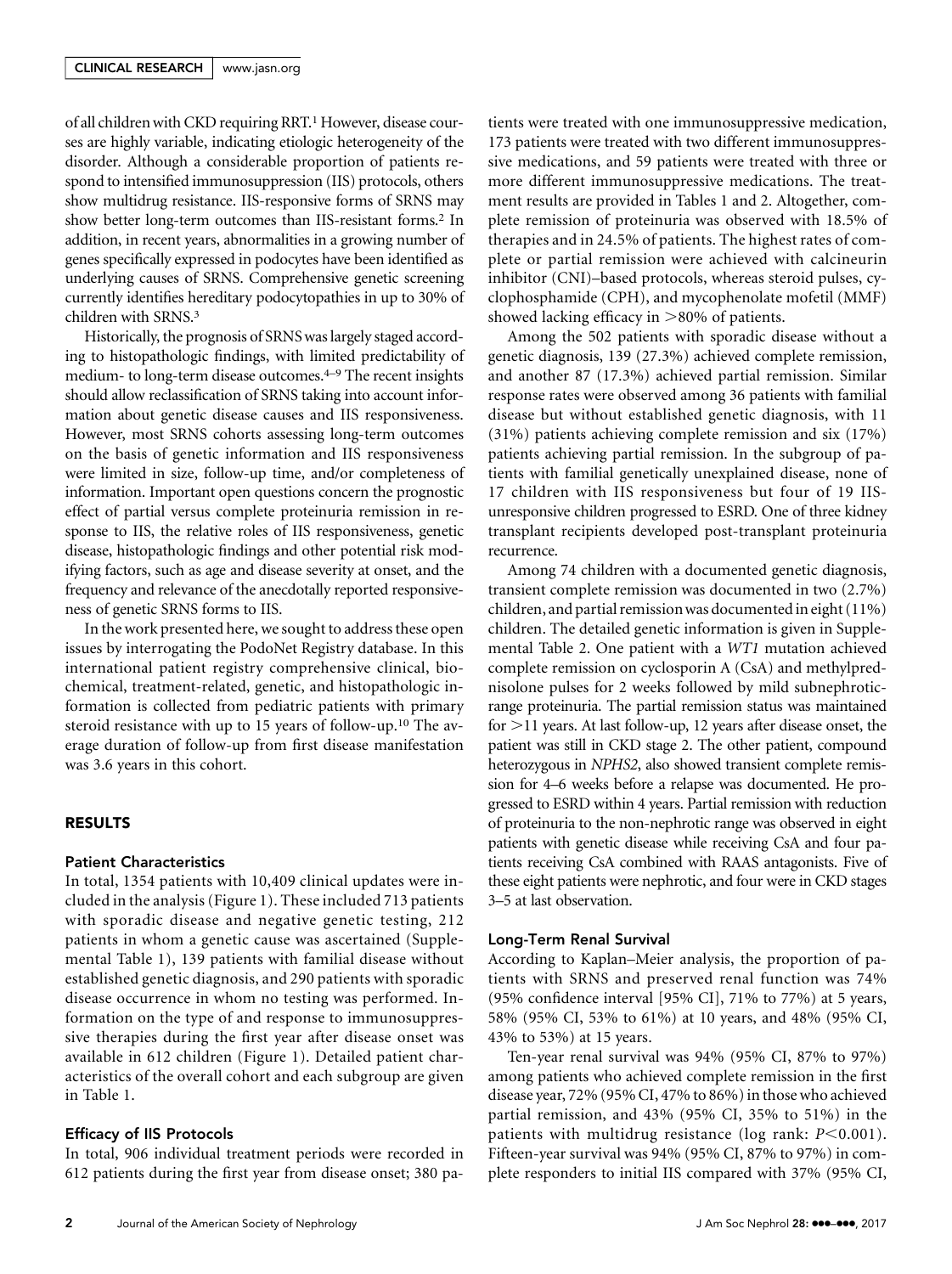of all children with CKD requiring RRT.[1] However, disease courses are highly variable, indicating etiologic heterogeneity of the disorder. Although a considerable proportion of patients respond to intensified immunosuppression (IIS) protocols, others show multidrug resistance. IIS-responsive forms of SRNS may show better long-term outcomes than IIS-resistant forms.[2] In addition, in recent years, abnormalities in a growing number of genes specifically expressed in podocytes have been identified as underlying causes of SRNS. Comprehensive genetic screening currently identifies hereditary podocytopathies in up to 30% of children with SRNS.[3]

Historically, the prognosis of SRNS was largely staged according to histopathologic findings, with limited predictability of medium- to long-term disease outcomes.[4–9] The recent insights should allow reclassification of SRNS taking into account information about genetic disease causes and IIS responsiveness. However, most SRNS cohorts assessing long-term outcomes on the basis of genetic information and IIS responsiveness were limited in size, follow-up time, and/or completeness of information. Important open questions concern the prognostic effect of partial versus complete proteinuria remission in response to IIS, the relative roles of IIS responsiveness, genetic disease, histopathologic findings and other potential risk modifying factors, such as age and disease severity at onset, and the frequency and relevance of the anecdotally reported responsiveness of genetic SRNS forms to IIS.

In the work presented here, we sought to address these open issues by interrogating the PodoNet Registry database. In this international patient registry comprehensive clinical, biochemical, treatment-related, genetic, and histopathologic information is collected from pediatric patients with primary steroid resistance with up to 15 years of follow-up.[10] The average duration of follow-up from first disease manifestation was 3.6 years in this cohort.

## RESULTS

### Patient Characteristics

In total, 1354 patients with 10,409 clinical updates were included in the analysis (Figure 1). These included 713 patients with sporadic disease and negative genetic testing, 212 patients in whom a genetic cause was ascertained (Supplemental Table 1), 139 patients with familial disease without established genetic diagnosis, and 290 patients with sporadic disease occurrence in whom no testing was performed. Information on the type of and response to immunosuppressive therapies during the first year after disease onset was available in 612 children (Figure 1). Detailed patient characteristics of the overall cohort and each subgroup are given in Table 1.

### Efficacy of IIS Protocols

In total, 906 individual treatment periods were recorded in 612 patients during the first year from disease onset; 380 patients were treated with one immunosuppressive medication, 173 patients were treated with two different immunosuppressive medications, and 59 patients were treated with three or more different immunosuppressive medications. The treatment results are provided in Tables 1 and 2. Altogether, complete remission of proteinuria was observed with 18.5% of therapies and in 24.5% of patients. The highest rates of complete or partial remission were achieved with calcineurin inhibitor (CNI)–based protocols, whereas steroid pulses, cyclophosphamide (CPH), and mycophenolate mofetil (MMF) showed lacking efficacy in >80% of patients.

Among the 502 patients with sporadic disease without a genetic diagnosis, 139 (27.3%) achieved complete remission, and another 87 (17.3%) achieved partial remission. Similar response rates were observed among 36 patients with familial disease but without established genetic diagnosis, with 11 (31%) patients achieving complete remission and six (17%) patients achieving partial remission. In the subgroup of patients with familial genetically unexplained disease, none of 17 children with IIS responsiveness but four of 19 IIS-unresponsive children progressed to ESRD. One of three kidney transplant recipients developed post-transplant proteinuria recurrence.

Among 74 children with a documented genetic diagnosis, transient complete remission was documented in two (2.7%) children, and partial remission was documented in eight (11%) children. The detailed genetic information is given in Supplemental Table 2. One patient with a *WT1* mutation achieved complete remission on cyclosporin A (CsA) and methylprednisolone pulses for 2 weeks followed by mild subnephrotic-range proteinuria. The partial remission status was maintained for >11 years. At last follow-up, 12 years after disease onset, the patient was still in CKD stage 2. The other patient, compound heterozygous in *NPHS2*, also showed transient complete remission for 4–6 weeks before a relapse was documented. He progressed to ESRD within 4 years. Partial remission with reduction of proteinuria to the non-nephrotic range was observed in eight patients with genetic disease while receiving CsA and four patients receiving CsA combined with RAAS antagonists. Five of these eight patients were nephrotic, and four were in CKD stages 3–5 at last observation.

### Long-Term Renal Survival

According to Kaplan–Meier analysis, the proportion of patients with SRNS and preserved renal function was 74% (95% confidence interval [95% CI], 71% to 77%) at 5 years, 58% (95% CI, 53% to 61%) at 10 years, and 48% (95% CI, 43% to 53%) at 15 years.

Ten-year renal survival was 94% (95% CI, 87% to 97%) among patients who achieved complete remission in the first disease year, 72% (95% CI, 47% to 86%) in those who achieved partial remission, and 43% (95% CI, 35% to 51%) in the patients with multidrug resistance (log rank: $P<0.001$). Fifteen-year survival was 94% (95% CI, 87% to 97%) in complete responders to initial IIS compared with 37% (95% CI,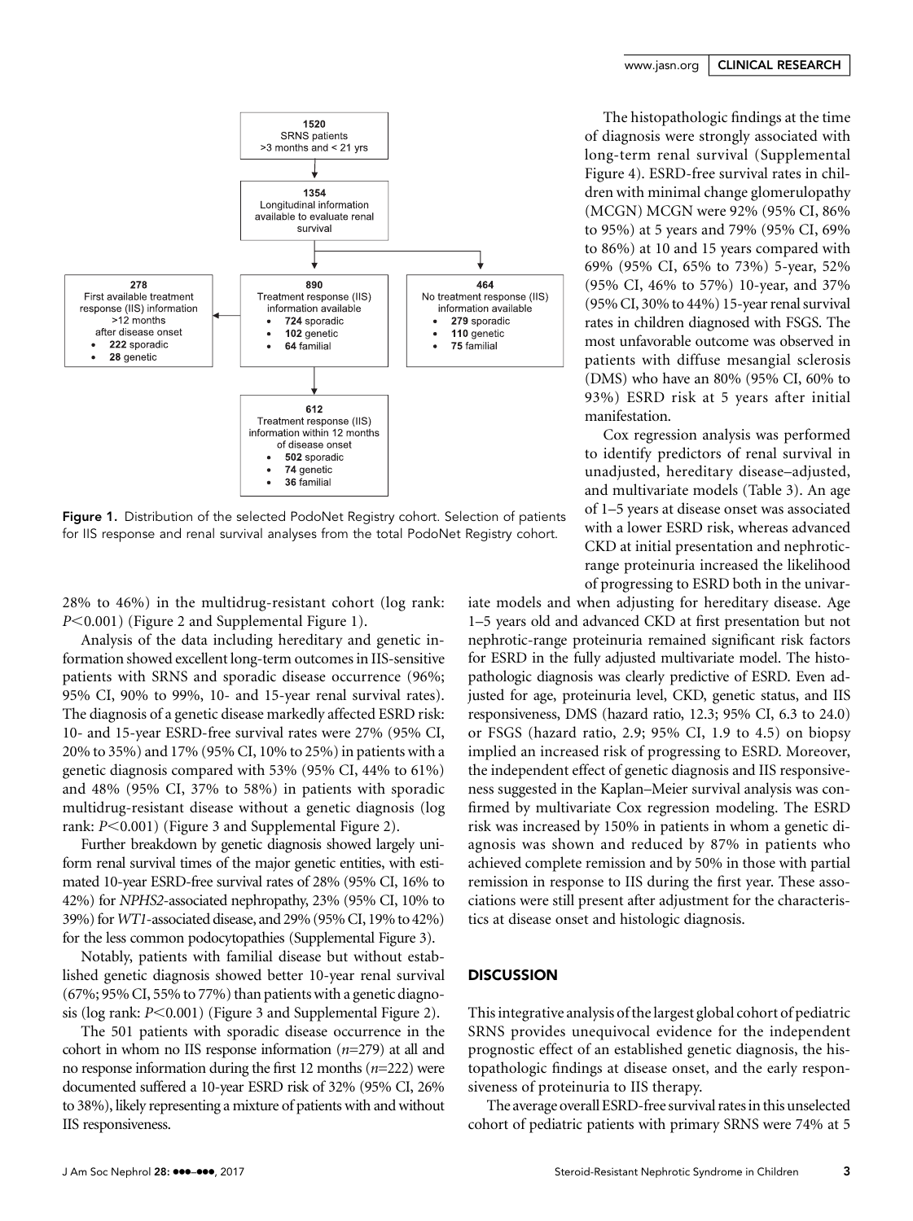1520
SRNS patients
>3 months and < 21 yrs

1354
Longitudinal information available to evaluate renal survival

278
First available treatment response (IIS) information >12 months after disease onset
- 222 sporadic
- 28 genetic

890
Treatment response (IIS) information available
- 724 sporadic
- 102 genetic
- 64 familial

464
No treatment response (IIS) information available
- 279 sporadic
- 110 genetic
- 75 familial

612
Treatment response (IIS) information within 12 months of disease onset
- 502 sporadic
- 74 genetic
- 36 familial

**Figure 1.** Distribution of the selected PodoNet Registry cohort. Selection of patients for IIS response and renal survival analyses from the total PodoNet Registry cohort.

28% to 46%) in the multidrug-resistant cohort (log rank: $P<0.001$) (Figure 2 and Supplemental Figure 1).

Analysis of the data including hereditary and genetic information showed excellent long-term outcomes in IIS-sensitive patients with SRNS and sporadic disease occurrence (96%; 95% CI, 90% to 99%, 10- and 15-year renal survival rates). The diagnosis of a genetic disease markedly affected ESRD risk: 10- and 15-year ESRD-free survival rates were 27% (95% CI, 20% to 35%) and 17% (95% CI, 10% to 25%) in patients with a genetic diagnosis compared with 53% (95% CI, 44% to 61%) and 48% (95% CI, 37% to 58%) in patients with sporadic multidrug-resistant disease without a genetic diagnosis (log rank: $P<0.001$) (Figure 3 and Supplemental Figure 2).

Further breakdown by genetic diagnosis showed largely uniform renal survival times of the major genetic entities, with estimated 10-year ESRD-free survival rates of 28% (95% CI, 16% to 42%) for *NPHS2*-associated nephropathy, 23% (95% CI, 10% to 39%) for *WT1*-associated disease, and 29% (95% CI, 19% to 42%) for the less common podocytopathies (Supplemental Figure 3).

Notably, patients with familial disease but without established genetic diagnosis showed better 10-year renal survival (67%; 95% CI, 55% to 77%) than patients with a genetic diagnosis (log rank: $P<0.001$) (Figure 3 and Supplemental Figure 2).

The 501 patients with sporadic disease occurrence in the cohort in whom no IIS response information ($n$=279) at all and no response information during the first 12 months ($n$=222) were documented suffered a 10-year ESRD risk of 32% (95% CI, 26% to 38%), likely representing a mixture of patients with and without IIS responsiveness.

The histopathologic findings at the time of diagnosis were strongly associated with long-term renal survival (Supplemental Figure 4). ESRD-free survival rates in children with minimal change glomerulopathy (MCGN) MCGN were 92% (95% CI, 86% to 95%) at 5 years and 79% (95% CI, 69% to 86%) at 10 and 15 years compared with 69% (95% CI, 65% to 73%) 5-year, 52% (95% CI, 46% to 57%) 10-year, and 37% (95% CI, 30% to 44%) 15-year renal survival rates in children diagnosed with FSGS. The most unfavorable outcome was observed in patients with diffuse mesangial sclerosis (DMS) who have an 80% (95% CI, 60% to 93%) ESRD risk at 5 years after initial manifestation.

Cox regression analysis was performed to identify predictors of renal survival in unadjusted, hereditary disease–adjusted, and multivariate models (Table 3). An age of 1–5 years at disease onset was associated with a lower ESRD risk, whereas advanced CKD at initial presentation and nephrotic-range proteinuria increased the likelihood of progressing to ESRD both in the univariate models and when adjusting for hereditary disease. Age 1–5 years old and advanced CKD at first presentation but not nephrotic-range proteinuria remained significant risk factors for ESRD in the fully adjusted multivariate model. The histopathologic diagnosis was clearly predictive of ESRD. Even adjusted for age, proteinuria level, CKD, genetic status, and IIS responsiveness, DMS (hazard ratio, 12.3; 95% CI, 6.3 to 24.0) or FSGS (hazard ratio, 2.9; 95% CI, 1.9 to 4.5) on biopsy implied an increased risk of progressing to ESRD. Moreover, the independent effect of genetic diagnosis and IIS responsiveness suggested in the Kaplan–Meier survival analysis was confirmed by multivariate Cox regression modeling. The ESRD risk was increased by 150% in patients in whom a genetic diagnosis was shown and reduced by 87% in patients who achieved complete remission and by 50% in those with partial remission in response to IIS during the first year. These associations were still present after adjustment for the characteristics at disease onset and histologic diagnosis.

## DISCUSSION

This integrative analysis of the largest global cohort of pediatric SRNS provides unequivocal evidence for the independent prognostic effect of an established genetic diagnosis, the histopathologic findings at disease onset, and the early responsiveness of proteinuria to IIS therapy.

The average overall ESRD-free survival rates in this unselected cohort of pediatric patients with primary SRNS were 74% at 5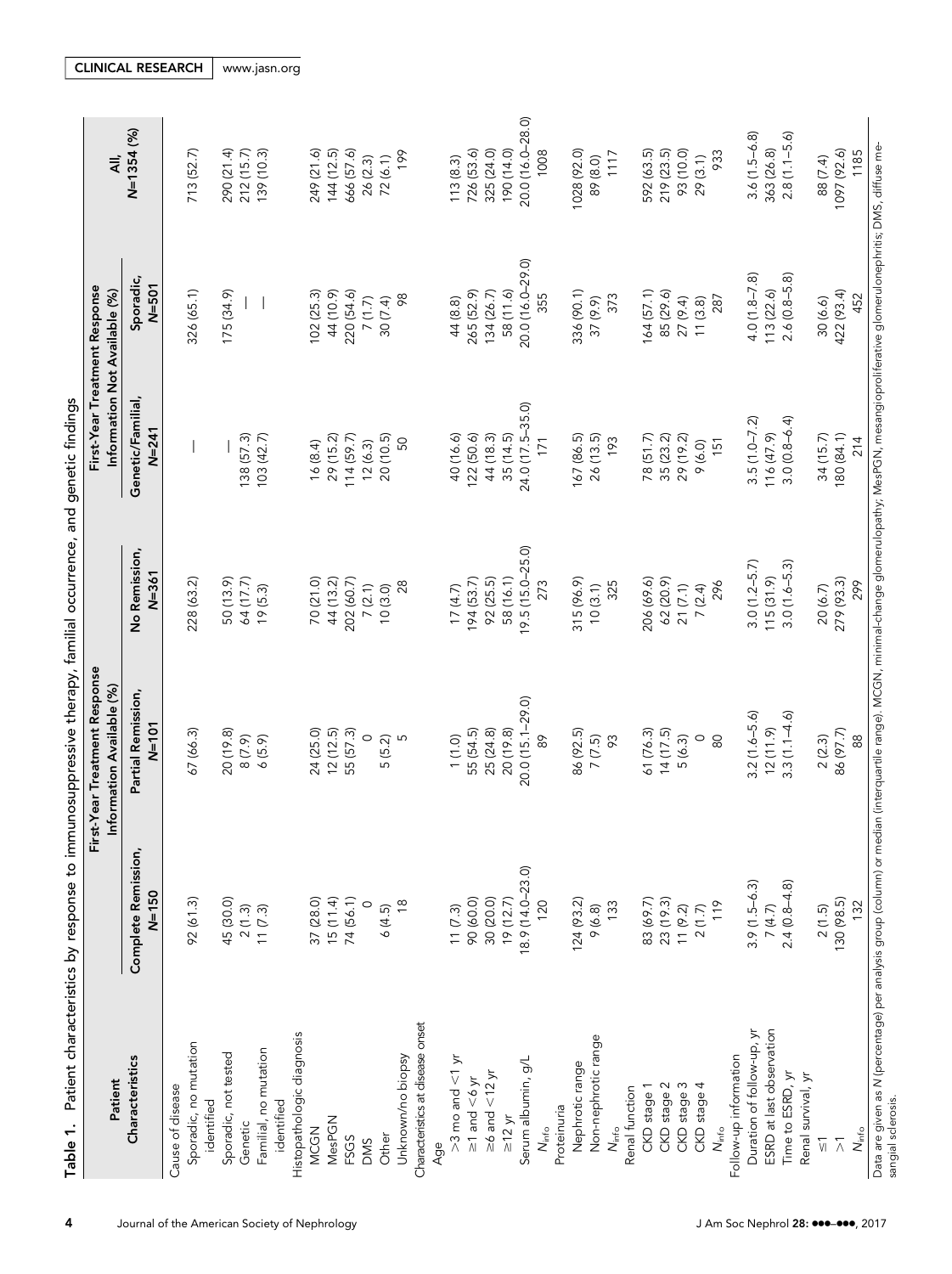**Table 1.** Patient characteristics by response to immunosuppressive therapy, familial occurrence, and genetic findings

| Patient Characteristics | First-Year Treatment Response Information Available (%) | | | First-Year Treatment Response Information Not Available (%) | | All, N=1354 (%) |
|---|---|---|---|---|---|---|
| | Complete Remission, N=150 | Partial Remission, N=101 | No Remission, N=361 | Genetic/Familial, N=241 | Sporadic, N=501 | |
| Cause of disease | | | | | | |
| Sporadic, no mutation identified | 92 (61.3) | 67 (66.3) | 228 (63.2) | — | 326 (65.1) | 713 (52.7) |
| Sporadic, not tested | 45 (30.0) | 20 (19.8) | 50 (13.9) | — | 175 (34.9) | 290 (21.4) |
| Genetic | 2 (1.3) | 8 (7.9) | 64 (17.7) | 138 (57.3) | — | 212 (15.7) |
| Familial, no mutation identified | 11 (7.3) | 6 (5.9) | 19 (5.3) | 103 (42.7) | — | 139 (10.3) |
| Histopathologic diagnosis | | | | | | |
| MCGN | 37 (28.0) | 24 (25.0) | 70 (21.0) | 16 (8.4) | 102 (25.3) | 249 (21.6) |
| MesPGN | 15 (11.4) | 12 (12.5) | 44 (13.2) | 29 (15.2) | 44 (10.9) | 144 (12.5) |
| FSGS | 74 (56.1) | 55 (57.3) | 202 (60.7) | 114 (59.7) | 220 (54.6) | 666 (57.6) |
| DMS | 0 | 0 | 7 (2.1) | 12 (6.3) | 7 (1.7) | 26 (2.3) |
| Other | 6 (4.5) | 5 (5.2) | 10 (3.0) | 20 (10.5) | 30 (7.4) | 72 (6.1) |
| Unknown/no biopsy | 18 | 5 | 28 | 50 | 98 | 199 |
| Characteristics at disease onset | | | | | | |
| Age | | | | | | |
| >3 mo and <1 yr | 11 (7.3) | 1 (1.0) | 17 (4.7) | 40 (16.6) | 44 (8.8) | 113 (8.3) |
| ≥1 and <6 yr | 90 (60.0) | 55 (54.5) | 194 (53.7) | 122 (50.6) | 265 (52.9) | 726 (53.6) |
| ≥6 and <12 yr | 30 (20.0) | 25 (24.8) | 92 (25.5) | 44 (18.3) | 134 (26.7) | 325 (24.0) |
| ≥12 yr | 19 (12.7) | 20 (19.8) | 58 (16.1) | 35 (14.5) | 58 (11.6) | 190 (14.0) |
| Serum albumin, g/L | 18.9 (14.0–23.0) | 20.0 (15.1–29.0) | 19.5 (15.0–25.0) | 24.0 (17.5–35.0) | 20.0 (16.0–29.0) | 20.0 (16.0–28.0) |
| $N_{info}$ | 120 | 89 | 273 | 171 | 355 | 1008 |
| Proteinuria | | | | | | |
| Nephrotic range | 124 (93.2) | 86 (92.5) | 315 (96.9) | 167 (86.5) | 336 (90.1) | 1028 (92.0) |
| Non-nephrotic range | 9 (6.8) | 7 (7.5) | 10 (3.1) | 26 (13.5) | 37 (9.9) | 89 (8.0) |
| $N_{info}$ | 133 | 93 | 325 | 193 | 373 | 1117 |
| Renal function | | | | | | |
| CKD stage 1 | 83 (69.7) | 61 (76.3) | 206 (69.6) | 78 (51.7) | 164 (57.1) | 592 (63.5) |
| CKD stage 2 | 23 (19.3) | 14 (17.5) | 62 (20.9) | 35 (23.2) | 85 (29.6) | 219 (23.5) |
| CKD stage 3 | 11 (9.2) | 5 (6.3) | 21 (7.1) | 29 (19.2) | 27 (9.4) | 93 (10.0) |
| CKD stage 4 | 2 (1.7) | 0 | 7 (2.4) | 9 (6.0) | 11 (3.8) | 29 (3.1) |
| $N_{info}$ | 119 | 80 | 296 | 151 | 287 | 933 |
| Follow-up information | | | | | | |
| Duration of follow-up, yr | 3.9 (1.5–6.3) | 3.2 (1.6–5.6) | 3.0 (1.2–5.7) | 3.5 (1.0–7.2) | 4.0 (1.8–7.8) | 3.6 (1.5–6.8) |
| ESRD at last observation | 7 (4.7) | 12 (11.9) | 115 (31.9) | 116 (47.9) | 113 (22.6) | 363 (26.8) |
| Time to ESRD, yr | 2.4 (0.8–4.8) | 3.3 (1.1–4.6) | 3.0 (1.6–5.3) | 3.0 (0.8–6.4) | 2.6 (0.8–5.8) | 2.8 (1.1–5.6) |
| Renal survival, yr | | | | | | |
| ≤1 | 2 (1.5) | 2 (2.3) | 20 (6.7) | 34 (15.7) | 30 (6.6) | 88 (7.4) |
| >1 | 130 (98.5) | 86 (97.7) | 279 (93.3) | 180 (84.1) | 422 (93.4) | 1097 (92.6) |
| $N_{info}$ | 132 | 88 | 299 | 214 | 452 | 1185 |

Data are given as N (percentage) per analysis group (column) or median (interquartile range). MCGN, minimal-change glomerulopathy; MesPGN, mesangioproliferative glomerulonephritis; DMS, diffuse mesangial sclerosis.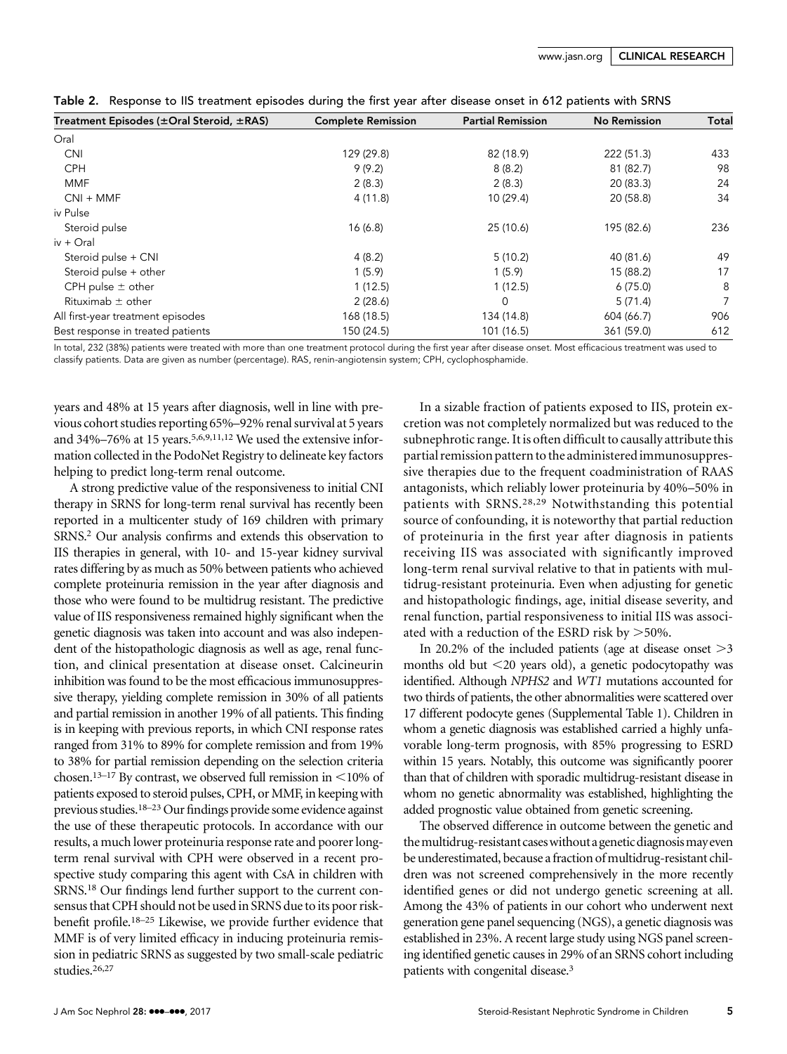Table 2. Response to IIS treatment episodes during the first year after disease onset in 612 patients with SRNS

| Treatment Episodes (±Oral Steroid, ±RAS) | Complete Remission | Partial Remission | No Remission | Total |
|---|---|---|---|---|
| Oral | | | | |
| CNI | 129 (29.8) | 82 (18.9) | 222 (51.3) | 433 |
| CPH | 9 (9.2) | 8 (8.2) | 81 (82.7) | 98 |
| MMF | 2 (8.3) | 2 (8.3) | 20 (83.3) | 24 |
| CNI + MMF | 4 (11.8) | 10 (29.4) | 20 (58.8) | 34 |
| iv Pulse | | | | |
| Steroid pulse | 16 (6.8) | 25 (10.6) | 195 (82.6) | 236 |
| iv + Oral | | | | |
| Steroid pulse + CNI | 4 (8.2) | 5 (10.2) | 40 (81.6) | 49 |
| Steroid pulse + other | 1 (5.9) | 1 (5.9) | 15 (88.2) | 17 |
| CPH pulse ± other | 1 (12.5) | 1 (12.5) | 6 (75.0) | 8 |
| Rituximab ± other | 2 (28.6) | 0 | 5 (71.4) | 7 |
| All first-year treatment episodes | 168 (18.5) | 134 (14.8) | 604 (66.7) | 906 |
| Best response in treated patients | 150 (24.5) | 101 (16.5) | 361 (59.0) | 612 |

In total, 232 (38%) patients were treated with more than one treatment protocol during the first year after disease onset. Most efficacious treatment was used to classify patients. Data are given as number (percentage). RAS, renin-angiotensin system; CPH, cyclophosphamide.

years and 48% at 15 years after diagnosis, well in line with previous cohort studies reporting 65%–92% renal survival at 5 years and 34%–76% at 15 years.[5,6,9,11,12] We used the extensive information collected in the PodoNet Registry to delineate key factors helping to predict long-term renal outcome.

A strong predictive value of the responsiveness to initial CNI therapy in SRNS for long-term renal survival has recently been reported in a multicenter study of 169 children with primary SRNS.[2] Our analysis confirms and extends this observation to IIS therapies in general, with 10- and 15-year kidney survival rates differing by as much as 50% between patients who achieved complete proteinuria remission in the year after diagnosis and those who were found to be multidrug resistant. The predictive value of IIS responsiveness remained highly significant when the genetic diagnosis was taken into account and was also independent of the histopathologic diagnosis as well as age, renal function, and clinical presentation at disease onset. Calcineurin inhibition was found to be the most efficacious immunosuppressive therapy, yielding complete remission in 30% of all patients and partial remission in another 19% of all patients. This finding is in keeping with previous reports, in which CNI response rates ranged from 31% to 89% for complete remission and from 19% to 38% for partial remission depending on the selection criteria chosen.[13–17] By contrast, we observed full remission in <10% of patients exposed to steroid pulses, CPH, or MMF, in keeping with previous studies.[18–23] Our findings provide some evidence against the use of these therapeutic protocols. In accordance with our results, a much lower proteinuria response rate and poorer long-term renal survival with CPH were observed in a recent prospective study comparing this agent with CsA in children with SRNS.[18] Our findings lend further support to the current consensus that CPH should not be used in SRNS due to its poor risk-benefit profile.[18–25] Likewise, we provide further evidence that MMF is of very limited efficacy in inducing proteinuria remission in pediatric SRNS as suggested by two small-scale pediatric studies.[26,27]

In a sizable fraction of patients exposed to IIS, protein excretion was not completely normalized but was reduced to the subnephrotic range. It is often difficult to causally attribute this partial remission pattern to the administered immunosuppressive therapies due to the frequent coadministration of RAAS antagonists, which reliably lower proteinuria by 40%–50% in patients with SRNS.[28,29] Notwithstanding this potential source of confounding, it is noteworthy that partial reduction of proteinuria in the first year after diagnosis in patients receiving IIS was associated with significantly improved long-term renal survival relative to that in patients with multidrug-resistant proteinuria. Even when adjusting for genetic and histopathologic findings, age, initial disease severity, and renal function, partial responsiveness to initial IIS was associated with a reduction of the ESRD risk by >50%.

In 20.2% of the included patients (age at disease onset >3 months old but <20 years old), a genetic podocytopathy was identified. Although *NPHS2* and *WT1* mutations accounted for two thirds of patients, the other abnormalities were scattered over 17 different podocyte genes (Supplemental Table 1). Children in whom a genetic diagnosis was established carried a highly unfavorable long-term prognosis, with 85% progressing to ESRD within 15 years. Notably, this outcome was significantly poorer than that of children with sporadic multidrug-resistant disease in whom no genetic abnormality was established, highlighting the added prognostic value obtained from genetic screening.

The observed difference in outcome between the genetic and the multidrug-resistant cases without a genetic diagnosis may even be underestimated, because a fraction of multidrug-resistant children was not screened comprehensively in the more recently identified genes or did not undergo genetic screening at all. Among the 43% of patients in our cohort who underwent next generation gene panel sequencing (NGS), a genetic diagnosis was established in 23%. A recent large study using NGS panel screening identified genetic causes in 29% of an SRNS cohort including patients with congenital disease.[3]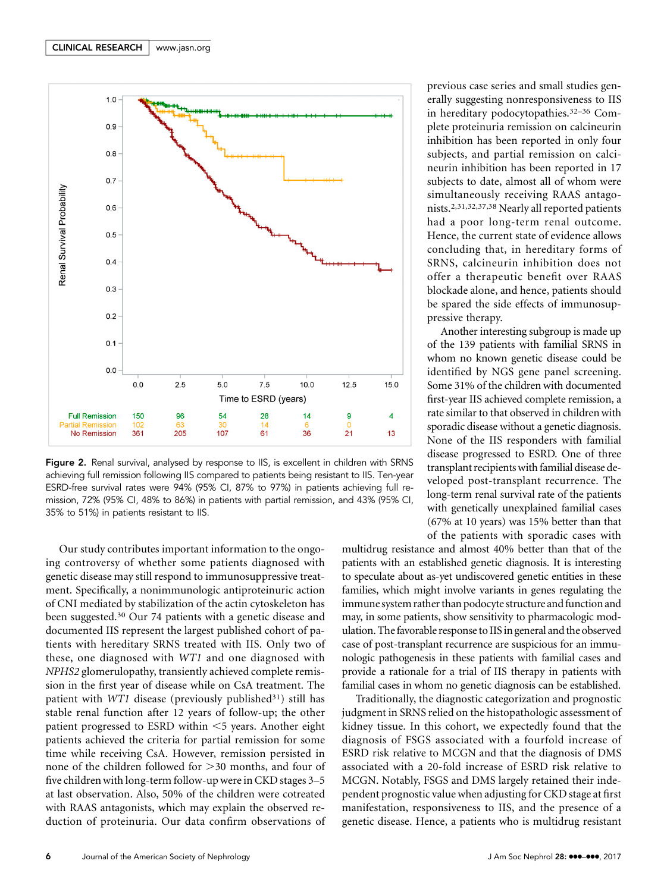Figure 2. Renal survival, analysed by response to IIS, is excellent in children with SRNS achieving full remission following IIS compared to patients being resistant to IIS. Ten-year ESRD-free survival rates were 94% (95% CI, 87% to 97%) in patients achieving full remission, 72% (95% CI, 48% to 86%) in patients with partial remission, and 43% (95% CI, 35% to 51%) in patients resistant to IIS.

| | 0.0 | 2.5 | 5.0 | 7.5 | 10.0 | 12.5 | 15.0 |
|---|---|---|---|---|---|---|---|
| Full Remission | 150 | 96 | 54 | 28 | 14 | 9 | 4 |
| Partial Remission | 102 | 63 | 30 | 14 | 6 | 0 | |
| No Remission | 361 | 205 | 107 | 61 | 36 | 21 | 13 |

Our study contributes important information to the ongoing controversy of whether some patients diagnosed with genetic disease may still respond to immunosuppressive treatment. Specifically, a nonimmunologic antiproteinuric action of CNI mediated by stabilization of the actin cytoskeleton has been suggested.[30] Our 74 patients with a genetic disease and documented IIS represent the largest published cohort of patients with hereditary SRNS treated with IIS. Only two of these, one diagnosed with *WT1* and one diagnosed with *NPHS2* glomerulopathy, transiently achieved complete remission in the first year of disease while on CsA treatment. The patient with *WT1* disease (previously published[31]) still has stable renal function after 12 years of follow-up; the other patient progressed to ESRD within <5 years. Another eight patients achieved the criteria for partial remission for some time while receiving CsA. However, remission persisted in none of the children followed for >30 months, and four of five children with long-term follow-up were in CKD stages 3–5 at last observation. Also, 50% of the children were cotreated with RAAS antagonists, which may explain the observed reduction of proteinuria. Our data confirm observations of previous case series and small studies generally suggesting nonresponsiveness to IIS in hereditary podocytopathies.[32–36] Complete proteinuria remission on calcineurin inhibition has been reported in only four subjects, and partial remission on calcineurin inhibition has been reported in 17 subjects to date, almost all of whom were simultaneously receiving RAAS antagonists.[2,31,32,37,38] Nearly all reported patients had a poor long-term renal outcome. Hence, the current state of evidence allows concluding that, in hereditary forms of SRNS, calcineurin inhibition does not offer a therapeutic benefit over RAAS blockade alone, and hence, patients should be spared the side effects of immunosuppressive therapy.

Another interesting subgroup is made up of the 139 patients with familial SRNS in whom no known genetic disease could be identified by NGS gene panel screening. Some 31% of the children with documented first-year IIS achieved complete remission, a rate similar to that observed in children with sporadic disease without a genetic diagnosis. None of the IIS responders with familial disease progressed to ESRD. One of three transplant recipients with familial disease developed post-transplant recurrence. The long-term renal survival rate of the patients with genetically unexplained familial cases (67% at 10 years) was 15% better than that of the patients with sporadic cases with multidrug resistance and almost 40% better than that of the patients with an established genetic diagnosis. It is interesting to speculate about as-yet undiscovered genetic entities in these families, which might involve variants in genes regulating the immune system rather than podocyte structure and function and may, in some patients, show sensitivity to pharmacologic modulation. The favorable response to IIS in general and the observed case of post-transplant recurrence are suspicious for an immunologic pathogenesis in these patients with familial cases and provide a rationale for a trial of IIS therapy in patients with familial cases in whom no genetic diagnosis can be established.

Traditionally, the diagnostic categorization and prognostic judgment in SRNS relied on the histopathologic assessment of kidney tissue. In this cohort, we expectedly found that the diagnosis of FSGS associated with a fourfold increase of ESRD risk relative to MCGN and that the diagnosis of DMS associated with a 20-fold increase of ESRD risk relative to MCGN. Notably, FSGS and DMS largely retained their independent prognostic value when adjusting for CKD stage at first manifestation, responsiveness to IIS, and the presence of a genetic disease. Hence, a patients who is multidrug resistant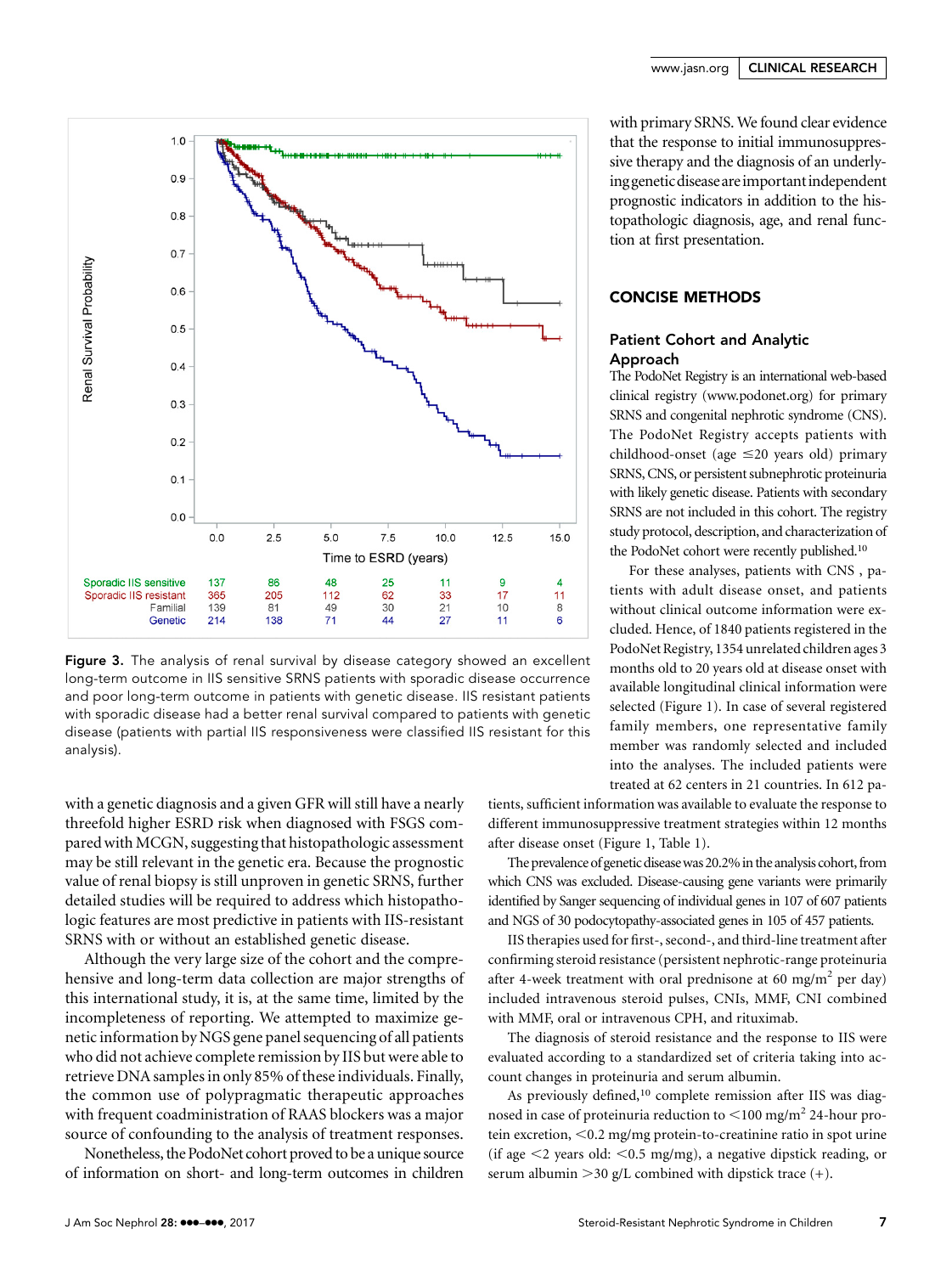Figure 3. The analysis of renal survival by disease category showed an excellent long-term outcome in IIS sensitive SRNS patients with sporadic disease occurrence and poor long-term outcome in patients with genetic disease. IIS resistant patients with sporadic disease had a better renal survival compared to patients with genetic disease (patients with partial IIS responsiveness were classified IIS resistant for this analysis).

with a genetic diagnosis and a given GFR will still have a nearly threefold higher ESRD risk when diagnosed with FSGS compared with MCGN, suggesting that histopathologic assessment may be still relevant in the genetic era. Because the prognostic value of renal biopsy is still unproven in genetic SRNS, further detailed studies will be required to address which histopathologic features are most predictive in patients with IIS-resistant SRNS with or without an established genetic disease.

Although the very large size of the cohort and the comprehensive and long-term data collection are major strengths of this international study, it is, at the same time, limited by the incompleteness of reporting. We attempted to maximize genetic information by NGS gene panel sequencing of all patients who did not achieve complete remission by IIS but were able to retrieve DNA samples in only 85% of these individuals. Finally, the common use of polypragmatic therapeutic approaches with frequent coadministration of RAAS blockers was a major source of confounding to the analysis of treatment responses.

Nonetheless, the PodoNet cohort proved to be a unique source of information on short- and long-term outcomes in children with primary SRNS. We found clear evidence that the response to initial immunosuppressive therapy and the diagnosis of an underlying genetic disease are important independent prognostic indicators in addition to the histopathologic diagnosis, age, and renal function at first presentation.

## CONCISE METHODS

### Patient Cohort and Analytic Approach

The PodoNet Registry is an international web-based clinical registry (www.podonet.org) for primary SRNS and congenital nephrotic syndrome (CNS). The PodoNet Registry accepts patients with childhood-onset (age ≤20 years old) primary SRNS, CNS, or persistent subnephrotic proteinuria with likely genetic disease. Patients with secondary SRNS are not included in this cohort. The registry study protocol, description, and characterization of the PodoNet cohort were recently published.[10]

For these analyses, patients with CNS , patients with adult disease onset, and patients without clinical outcome information were excluded. Hence, of 1840 patients registered in the PodoNet Registry, 1354 unrelated children ages 3 months old to 20 years old at disease onset with available longitudinal clinical information were selected (Figure 1). In case of several registered family members, one representative family member was randomly selected and included into the analyses. The included patients were treated at 62 centers in 21 countries. In 612 patients, sufficient information was available to evaluate the response to different immunosuppressive treatment strategies within 12 months after disease onset (Figure 1, Table 1).

The prevalence of genetic disease was 20.2% in the analysis cohort, from which CNS was excluded. Disease-causing gene variants were primarily identified by Sanger sequencing of individual genes in 107 of 607 patients and NGS of 30 podocytopathy-associated genes in 105 of 457 patients.

IIS therapies used for first-, second-, and third-line treatment after confirming steroid resistance (persistent nephrotic-range proteinuria after 4-week treatment with oral prednisone at 60 mg/m$^2$ per day) included intravenous steroid pulses, CNIs, MMF, CNI combined with MMF, oral or intravenous CPH, and rituximab.

The diagnosis of steroid resistance and the response to IIS were evaluated according to a standardized set of criteria taking into account changes in proteinuria and serum albumin.

As previously defined,[10] complete remission after IIS was diagnosed in case of proteinuria reduction to <100 mg/m$^2$ 24-hour protein excretion, <0.2 mg/mg protein-to-creatinine ratio in spot urine (if age <2 years old: <0.5 mg/mg), a negative dipstick reading, or serum albumin >30 g/L combined with dipstick trace (+).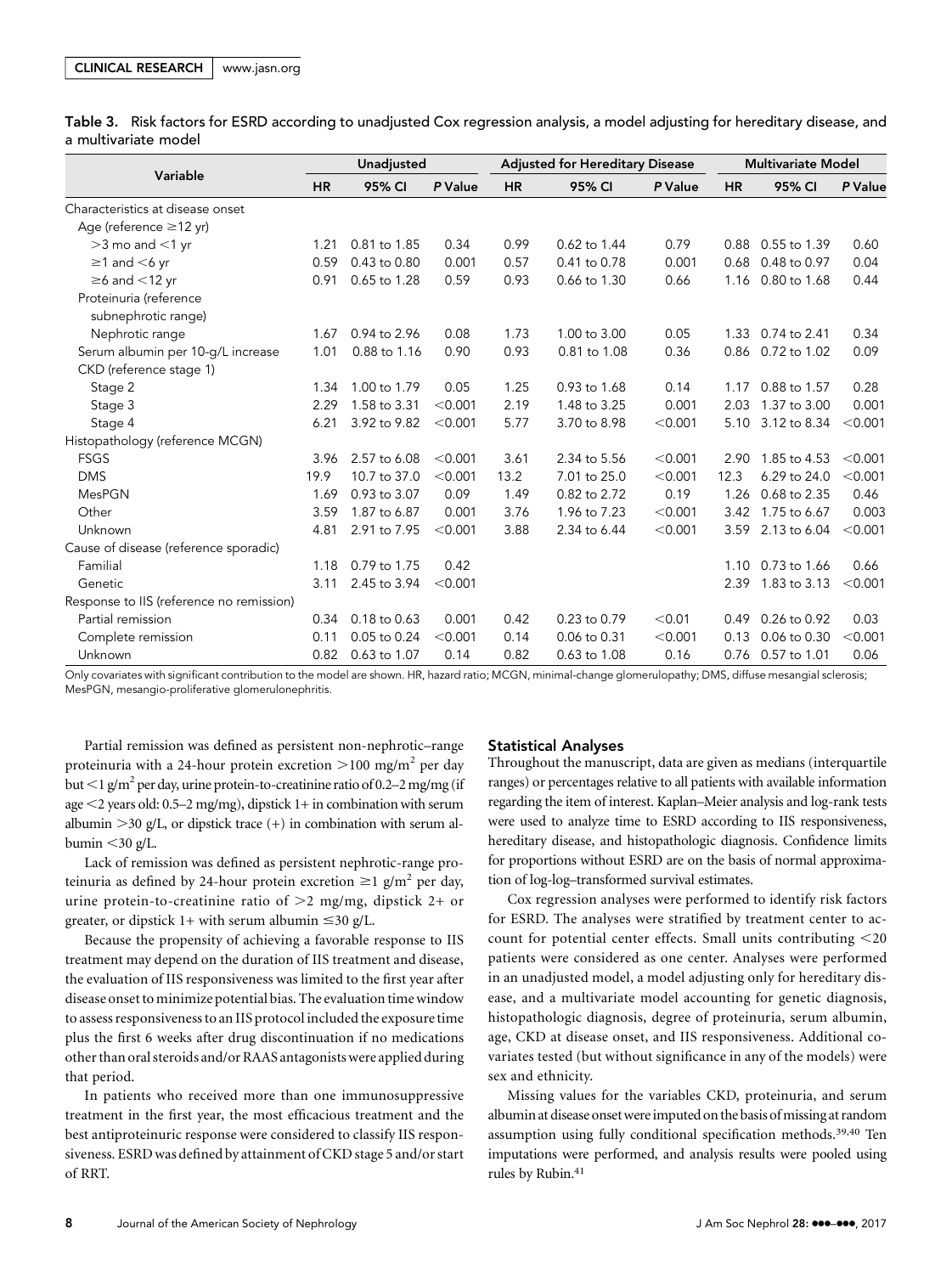**Table 3.** Risk factors for ESRD according to unadjusted Cox regression analysis, a model adjusting for hereditary disease, and a multivariate model

| Variable | Unadjusted | | | Adjusted for Hereditary Disease | | | Multivariate Model | | |
|---|---|---|---|---|---|---|---|---|---|
| | HR | 95% CI | P Value | HR | 95% CI | P Value | HR | 95% CI | P Value |
| Characteristics at disease onset | | | | | | | | | |
| Age (reference ≥12 yr) | | | | | | | | | |
| >3 mo and <1 yr | 1.21 | 0.81 to 1.85 | 0.34 | 0.99 | 0.62 to 1.44 | 0.79 | 0.88 | 0.55 to 1.39 | 0.60 |
| ≥1 and <6 yr | 0.59 | 0.43 to 0.80 | 0.001 | 0.57 | 0.41 to 0.78 | 0.001 | 0.68 | 0.48 to 0.97 | 0.04 |
| ≥6 and <12 yr | 0.91 | 0.65 to 1.28 | 0.59 | 0.93 | 0.66 to 1.30 | 0.66 | 1.16 | 0.80 to 1.68 | 0.44 |
| Proteinuria (reference subnephrotic range) | | | | | | | | | |
| Nephrotic range | 1.67 | 0.94 to 2.96 | 0.08 | 1.73 | 1.00 to 3.00 | 0.05 | 1.33 | 0.74 to 2.41 | 0.34 |
| Serum albumin per 10-g/L increase | 1.01 | 0.88 to 1.16 | 0.90 | 0.93 | 0.81 to 1.08 | 0.36 | 0.86 | 0.72 to 1.02 | 0.09 |
| CKD (reference stage 1) | | | | | | | | | |
| Stage 2 | 1.34 | 1.00 to 1.79 | 0.05 | 1.25 | 0.93 to 1.68 | 0.14 | 1.17 | 0.88 to 1.57 | 0.28 |
| Stage 3 | 2.29 | 1.58 to 3.31 | <0.001 | 2.19 | 1.48 to 3.25 | 0.001 | 2.03 | 1.37 to 3.00 | 0.001 |
| Stage 4 | 6.21 | 3.92 to 9.82 | <0.001 | 5.77 | 3.70 to 8.98 | <0.001 | 5.10 | 3.12 to 8.34 | <0.001 |
| Histopathology (reference MCGN) | | | | | | | | | |
| FSGS | 3.96 | 2.57 to 6.08 | <0.001 | 3.61 | 2.34 to 5.56 | <0.001 | 2.90 | 1.85 to 4.53 | <0.001 |
| DMS | 19.9 | 10.7 to 37.0 | <0.001 | 13.2 | 7.01 to 25.0 | <0.001 | 12.3 | 6.29 to 24.0 | <0.001 |
| MesPGN | 1.69 | 0.93 to 3.07 | 0.09 | 1.49 | 0.82 to 2.72 | 0.19 | 1.26 | 0.68 to 2.35 | 0.46 |
| Other | 3.59 | 1.87 to 6.87 | 0.001 | 3.76 | 1.96 to 7.23 | <0.001 | 3.42 | 1.75 to 6.67 | 0.003 |
| Unknown | 4.81 | 2.91 to 7.95 | <0.001 | 3.88 | 2.34 to 6.44 | <0.001 | 3.59 | 2.13 to 6.04 | <0.001 |
| Cause of disease (reference sporadic) | | | | | | | | | |
| Familial | 1.18 | 0.79 to 1.75 | 0.42 | | | | 1.10 | 0.73 to 1.66 | 0.66 |
| Genetic | 3.11 | 2.45 to 3.94 | <0.001 | | | | 2.39 | 1.83 to 3.13 | <0.001 |
| Response to IIS (reference no remission) | | | | | | | | | |
| Partial remission | 0.34 | 0.18 to 0.63 | 0.001 | 0.42 | 0.23 to 0.79 | <0.01 | 0.49 | 0.26 to 0.92 | 0.03 |
| Complete remission | 0.11 | 0.05 to 0.24 | <0.001 | 0.14 | 0.06 to 0.31 | <0.001 | 0.13 | 0.06 to 0.30 | <0.001 |
| Unknown | 0.82 | 0.63 to 1.07 | 0.14 | 0.82 | 0.63 to 1.08 | 0.16 | 0.76 | 0.57 to 1.01 | 0.06 |

Only covariates with significant contribution to the model are shown. HR, hazard ratio; MCGN, minimal-change glomerulopathy; DMS, diffuse mesangial sclerosis; MesPGN, mesangio-proliferative glomerulonephritis.

Partial remission was defined as persistent non-nephrotic–range proteinuria with a 24-hour protein excretion >100 mg/m$^2$ per day but <1 g/m$^2$ per day, urine protein-to-creatinine ratio of 0.2–2 mg/mg (if age <2 years old: 0.5–2 mg/mg), dipstick 1+ in combination with serum albumin >30 g/L, or dipstick trace (+) in combination with serum albumin <30 g/L.

Lack of remission was defined as persistent nephrotic-range proteinuria as defined by 24-hour protein excretion ≥1 g/m$^2$ per day, urine protein-to-creatinine ratio of >2 mg/mg, dipstick 2+ or greater, or dipstick 1+ with serum albumin ≤30 g/L.

Because the propensity of achieving a favorable response to IIS treatment may depend on the duration of IIS treatment and disease, the evaluation of IIS responsiveness was limited to the first year after disease onset to minimize potential bias. The evaluation time window to assess responsiveness to an IIS protocol included the exposure time plus the first 6 weeks after drug discontinuation if no medications other than oral steroids and/or RAAS antagonists were applied during that period.

In patients who received more than one immunosuppressive treatment in the first year, the most efficacious treatment and the best antiproteinuric response were considered to classify IIS responsiveness. ESRD was defined by attainment of CKD stage 5 and/or start of RRT.

### Statistical Analyses

Throughout the manuscript, data are given as medians (interquartile ranges) or percentages relative to all patients with available information regarding the item of interest. Kaplan–Meier analysis and log-rank tests were used to analyze time to ESRD according to IIS responsiveness, hereditary disease, and histopathologic diagnosis. Confidence limits for proportions without ESRD are on the basis of normal approximation of log-log–transformed survival estimates.

Cox regression analyses were performed to identify risk factors for ESRD. The analyses were stratified by treatment center to account for potential center effects. Small units contributing <20 patients were considered as one center. Analyses were performed in an unadjusted model, a model adjusting only for hereditary disease, and a multivariate model accounting for genetic diagnosis, histopathologic diagnosis, degree of proteinuria, serum albumin, age, CKD at disease onset, and IIS responsiveness. Additional covariates tested (but without significance in any of the models) were sex and ethnicity.

Missing values for the variables CKD, proteinuria, and serum albumin at disease onset were imputed on the basis of missing at random assumption using fully conditional specification methods.[39,40] Ten imputations were performed, and analysis results were pooled using rules by Rubin.[41]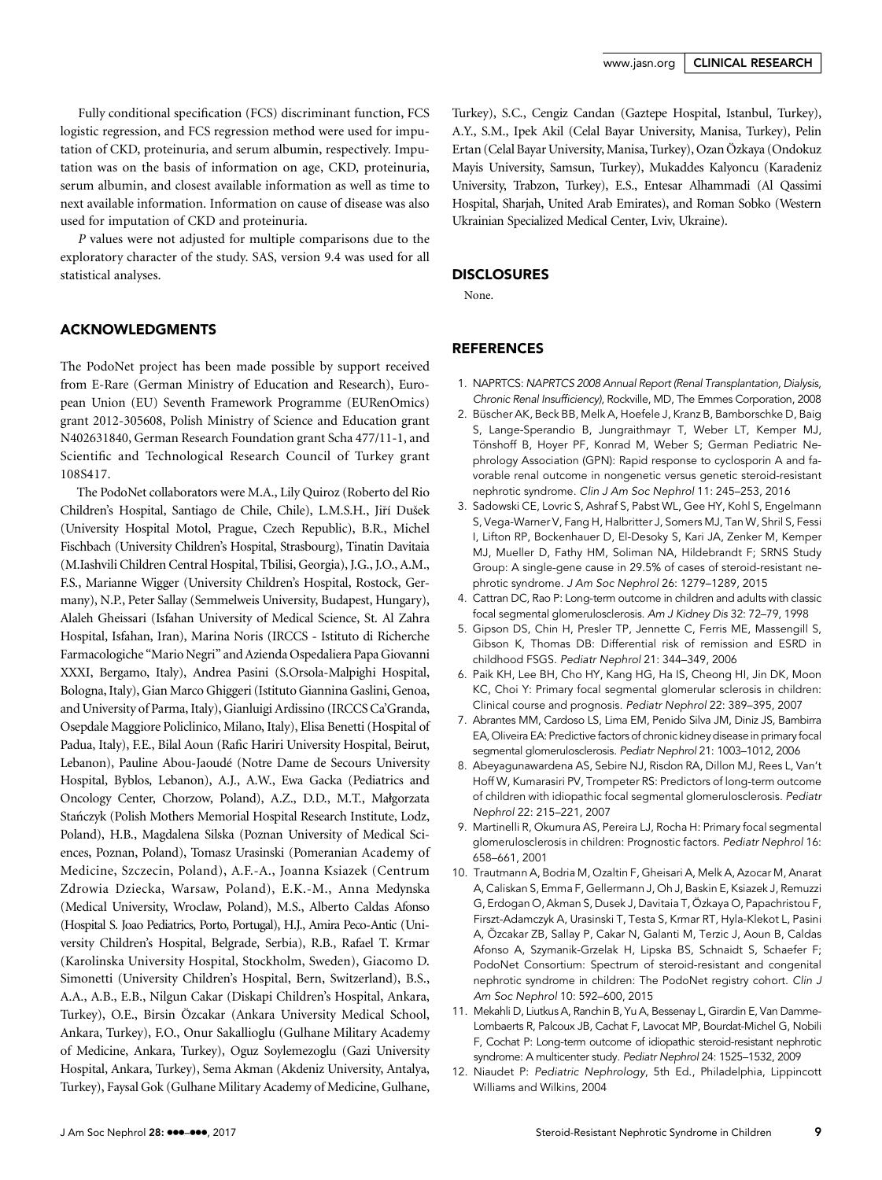Fully conditional specification (FCS) discriminant function, FCS logistic regression, and FCS regression method were used for imputation of CKD, proteinuria, and serum albumin, respectively. Imputation was on the basis of information on age, CKD, proteinuria, serum albumin, and closest available information as well as time to next available information. Information on cause of disease was also used for imputation of CKD and proteinuria.

*P* values were not adjusted for multiple comparisons due to the exploratory character of the study. SAS, version 9.4 was used for all statistical analyses.

## ACKNOWLEDGMENTS

The PodoNet project has been made possible by support received from E-Rare (German Ministry of Education and Research), European Union (EU) Seventh Framework Programme (EURenOmics) grant 2012-305608, Polish Ministry of Science and Education grant N402631840, German Research Foundation grant Scha 477/11-1, and Scientific and Technological Research Council of Turkey grant 108S417.

The PodoNet collaborators were M.A., Lily Quiroz (Roberto del Rio Children's Hospital, Santiago de Chile, Chile), L.M.S.H., Jiří Dušek (University Hospital Motol, Prague, Czech Republic), B.R., Michel Fischbach (University Children's Hospital, Strasbourg), Tinatin Davitaia (M.Iashvili Children Central Hospital, Tbilisi, Georgia), J.G., J.O., A.M., F.S., Marianne Wigger (University Children's Hospital, Rostock, Germany), N.P., Peter Sallay (Semmelweis University, Budapest, Hungary), Alaleh Gheissari (Isfahan University of Medical Science, St. Al Zahra Hospital, Isfahan, Iran), Marina Noris (IRCCS - Istituto di Richerche Farmacologiche "Mario Negri" and Azienda Ospedaliera Papa Giovanni XXXI, Bergamo, Italy), Andrea Pasini (S.Orsola-Malpighi Hospital, Bologna, Italy), Gian Marco Ghiggeri (Istituto Giannina Gaslini, Genoa, and University of Parma, Italy), Gianluigi Ardissino (IRCCS Ca'Granda, Osepdale Maggiore Policlinico, Milano, Italy), Elisa Benetti (Hospital of Padua, Italy), F.E., Bilal Aoun (Rafic Hariri University Hospital, Beirut, Lebanon), Pauline Abou-Jaoudé (Notre Dame de Secours University Hospital, Byblos, Lebanon), A.J., A.W., Ewa Gacka (Pediatrics and Oncology Center, Chorzow, Poland), A.Z., D.D., M.T., Małgorzata Stańczyk (Polish Mothers Memorial Hospital Research Institute, Lodz, Poland), H.B., Magdalena Silska (Poznan University of Medical Sciences, Poznan, Poland), Tomasz Urasinski (Pomeranian Academy of Medicine, Szczecin, Poland), A.F.-A., Joanna Ksiazek (Centrum Zdrowia Dziecka, Warsaw, Poland), E.K.-M., Anna Medynska (Medical University, Wroclaw, Poland), M.S., Alberto Caldas Afonso (Hospital S. Joao Pediatrics, Porto, Portugal), H.J., Amira Peco-Antic (University Children's Hospital, Belgrade, Serbia), R.B., Rafael T. Krmar (Karolinska University Hospital, Stockholm, Sweden), Giacomo D. Simonetti (University Children's Hospital, Bern, Switzerland), B.S., A.A., A.B., E.B., Nilgun Cakar (Diskapi Children's Hospital, Ankara, Turkey), O.E., Birsin Özcakar (Ankara University Medical School, Ankara, Turkey), F.O., Onur Sakallioglu (Gulhane Military Academy of Medicine, Ankara, Turkey), Oguz Soylemezoglu (Gazi University Hospital, Ankara, Turkey), Sema Akman (Akdeniz University, Antalya, Turkey), Faysal Gok (Gulhane Military Academy of Medicine, Gulhane, Turkey), S.C., Cengiz Candan (Gaztepe Hospital, Istanbul, Turkey), A.Y., S.M., Ipek Akil (Celal Bayar University, Manisa, Turkey), Pelin Ertan (Celal Bayar University, Manisa, Turkey), Ozan Özkaya (Ondokuz Mayis University, Samsun, Turkey), Mukaddes Kalyoncu (Karadeniz University, Trabzon, Turkey), E.S., Entesar Alhammadi (Al Qassimi Hospital, Sharjah, United Arab Emirates), and Roman Sobko (Western Ukrainian Specialized Medical Center, Lviv, Ukraine).

## DISCLOSURES

None.

## REFERENCES

1. NAPRTCS: *NAPRTCS 2008 Annual Report (Renal Transplantation, Dialysis, Chronic Renal Insufficiency)*, Rockville, MD, The Emmes Corporation, 2008
2. Büscher AK, Beck BB, Melk A, Hoefele J, Kranz B, Bamborschke D, Baig S, Lange-Sperandio B, Jungraithmayr T, Weber LT, Kemper MJ, Tönshoff B, Hoyer PF, Konrad M, Weber S; German Pediatric Nephrology Association (GPN): Rapid response to cyclosporin A and favorable renal outcome in nongenetic versus genetic steroid-resistant nephrotic syndrome. *Clin J Am Soc Nephrol* 11: 245–253, 2016
3. Sadowski CE, Lovric S, Ashraf S, Pabst WL, Gee HY, Kohl S, Engelmann S, Vega-Warner V, Fang H, Halbritter J, Somers MJ, Tan W, Shril S, Fessi I, Lifton RP, Bockenhauer D, El-Desoky S, Kari JA, Zenker M, Kemper MJ, Mueller D, Fathy HM, Soliman NA, Hildebrandt F; SRNS Study Group: A single-gene cause in 29.5% of cases of steroid-resistant nephrotic syndrome. *J Am Soc Nephrol* 26: 1279–1289, 2015
4. Cattran DC, Rao P: Long-term outcome in children and adults with classic focal segmental glomerulosclerosis. *Am J Kidney Dis* 32: 72–79, 1998
5. Gipson DS, Chin H, Presler TP, Jennette C, Ferris ME, Massengill S, Gibson K, Thomas DB: Differential risk of remission and ESRD in childhood FSGS. *Pediatr Nephrol* 21: 344–349, 2006
6. Paik KH, Lee BH, Cho HY, Kang HG, Ha IS, Cheong HI, Jin DK, Moon KC, Choi Y: Primary focal segmental glomerular sclerosis in children: Clinical course and prognosis. *Pediatr Nephrol* 22: 389–395, 2007
7. Abrantes MM, Cardoso LS, Lima EM, Penido Silva JM, Diniz JS, Bambirra EA, Oliveira EA: Predictive factors of chronic kidney disease in primary focal segmental glomerulosclerosis. *Pediatr Nephrol* 21: 1003–1012, 2006
8. Abeyagunawardena AS, Sebire NJ, Risdon RA, Dillon MJ, Rees L, Van't Hoff W, Kumarasiri PV, Trompeter RS: Predictors of long-term outcome of children with idiopathic focal segmental glomerulosclerosis. *Pediatr Nephrol* 22: 215–221, 2007
9. Martinelli R, Okumura AS, Pereira LJ, Rocha H: Primary focal segmental glomerulosclerosis in children: Prognostic factors. *Pediatr Nephrol* 16: 658–661, 2001
10. Trautmann A, Bodria M, Ozaltin F, Gheisari A, Melk A, Azocar M, Anarat A, Caliskan S, Emma F, Gellermann J, Oh J, Baskin E, Ksiazek J, Remuzzi G, Erdogan O, Akman S, Dusek J, Davitaia T, Özkaya O, Papachristou F, Firszt-Adamczyk A, Urasinski T, Testa S, Krmar RT, Hyla-Klekot L, Pasini A, Özcakar ZB, Sallay P, Cakar N, Galanti M, Terzic J, Aoun B, Caldas Afonso A, Szymanik-Grzelak H, Lipska BS, Schnaidt S, Schaefer F; PodoNet Consortium: Spectrum of steroid-resistant and congenital nephrotic syndrome in children: The PodoNet registry cohort. *Clin J Am Soc Nephrol* 10: 592–600, 2015
11. Mekahli D, Liutkus A, Ranchin B, Yu A, Bessenay L, Girardin E, Van Damme-Lombaerts R, Palcoux JB, Cachat F, Lavocat MP, Bourdat-Michel G, Nobili F, Cochat P: Long-term outcome of idiopathic steroid-resistant nephrotic syndrome: A multicenter study. *Pediatr Nephrol* 24: 1525–1532, 2009
12. Niaudet P: *Pediatric Nephrology*, 5th Ed., Philadelphia, Lippincott Williams and Wilkins, 2004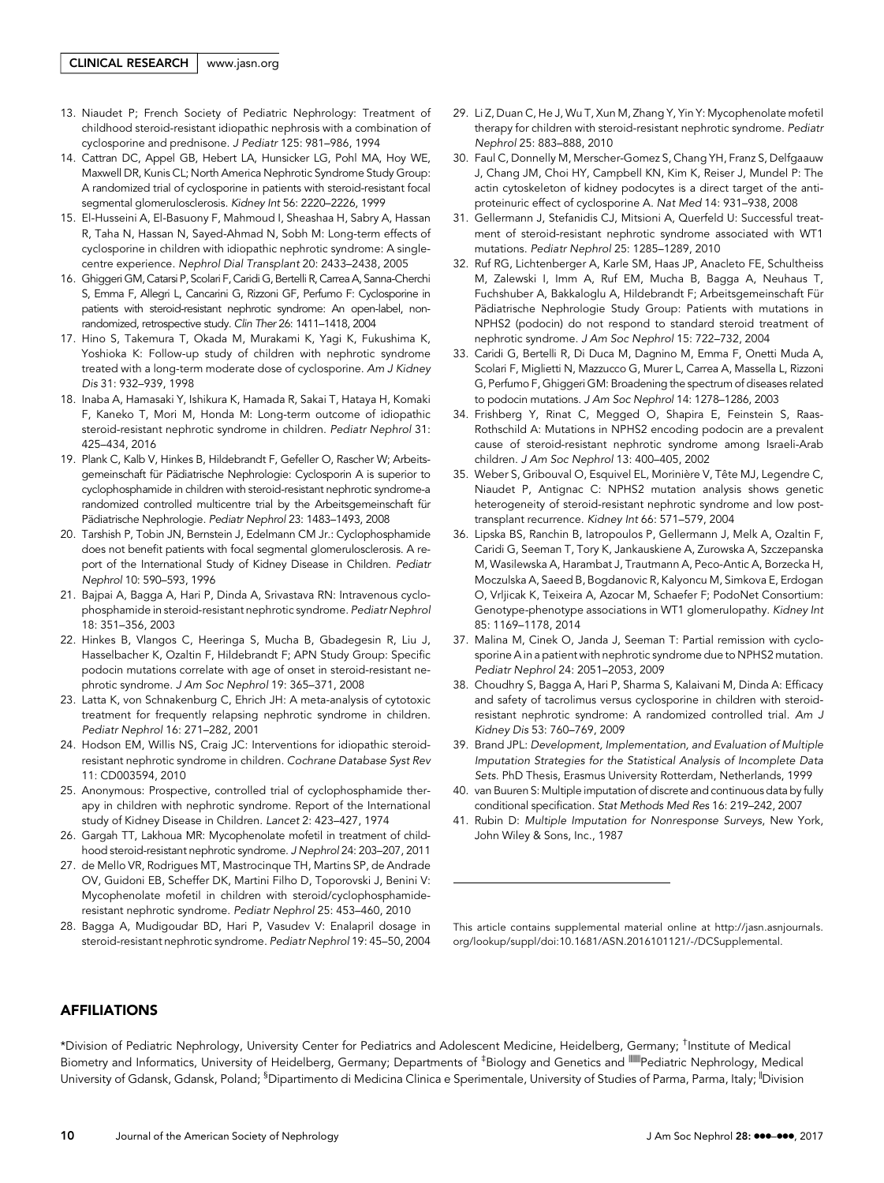13. Niaudet P; French Society of Pediatric Nephrology: Treatment of childhood steroid-resistant idiopathic nephrosis with a combination of cyclosporine and prednisone. *J Pediatr* 125: 981–986, 1994
14. Cattran DC, Appel GB, Hebert LA, Hunsicker LG, Pohl MA, Hoy WE, Maxwell DR, Kunis CL; North America Nephrotic Syndrome Study Group: A randomized trial of cyclosporine in patients with steroid-resistant focal segmental glomerulosclerosis. *Kidney Int* 56: 2220–2226, 1999
15. El-Husseini A, El-Basuony F, Mahmoud I, Sheashaa H, Sabry A, Hassan R, Taha N, Hassan N, Sayed-Ahmad N, Sobh M: Long-term effects of cyclosporine in children with idiopathic nephrotic syndrome: A single-centre experience. *Nephrol Dial Transplant* 20: 2433–2438, 2005
16. Ghiggeri GM, Catarsi P, Scolari F, Caridi G, Bertelli R, Carrea A, Sanna-Cherchi S, Emma F, Allegri L, Cancarini G, Rizzoni GF, Perfumo F: Cyclosporine in patients with steroid-resistant nephrotic syndrome: An open-label, non-randomized, retrospective study. *Clin Ther* 26: 1411–1418, 2004
17. Hino S, Takemura T, Okada M, Murakami K, Yagi K, Fukushima K, Yoshioka K: Follow-up study of children with nephrotic syndrome treated with a long-term moderate dose of cyclosporine. *Am J Kidney Dis* 31: 932–939, 1998
18. Inaba A, Hamasaki Y, Ishikura K, Hamada R, Sakai T, Hataya H, Komaki F, Kaneko T, Mori M, Honda M: Long-term outcome of idiopathic steroid-resistant nephrotic syndrome in children. *Pediatr Nephrol* 31: 425–434, 2016
19. Plank C, Kalb V, Hinkes B, Hildebrandt F, Gefeller O, Rascher W; Arbeitsgemeinschaft für Pädiatrische Nephrologie: Cyclosporin A is superior to cyclophosphamide in children with steroid-resistant nephrotic syndrome-a randomized controlled multicentre trial by the Arbeitsgemeinschaft für Pädiatrische Nephrologie. *Pediatr Nephrol* 23: 1483–1493, 2008
20. Tarshish P, Tobin JN, Bernstein J, Edelmann CM Jr.: Cyclophosphamide does not benefit patients with focal segmental glomerulosclerosis. A report of the International Study of Kidney Disease in Children. *Pediatr Nephrol* 10: 590–593, 1996
21. Bajpai A, Bagga A, Hari P, Dinda A, Srivastava RN: Intravenous cyclophosphamide in steroid-resistant nephrotic syndrome. *Pediatr Nephrol* 18: 351–356, 2003
22. Hinkes B, Vlangos C, Heeringa S, Mucha B, Gbadegesin R, Liu J, Hasselbacher K, Ozaltin F, Hildebrandt F; APN Study Group: Specific podocin mutations correlate with age of onset in steroid-resistant nephrotic syndrome. *J Am Soc Nephrol* 19: 365–371, 2008
23. Latta K, von Schnakenburg C, Ehrich JH: A meta-analysis of cytotoxic treatment for frequently relapsing nephrotic syndrome in children. *Pediatr Nephrol* 16: 271–282, 2001
24. Hodson EM, Willis NS, Craig JC: Interventions for idiopathic steroid-resistant nephrotic syndrome in children. *Cochrane Database Syst Rev* 11: CD003594, 2010
25. Anonymous: Prospective, controlled trial of cyclophosphamide therapy in children with nephrotic syndrome. Report of the International study of Kidney Disease in Children. *Lancet* 2: 423–427, 1974
26. Gargah TT, Lakhoua MR: Mycophenolate mofetil in treatment of childhood steroid-resistant nephrotic syndrome. *J Nephrol* 24: 203–207, 2011
27. de Mello VR, Rodrigues MT, Mastrocinque TH, Martins SP, de Andrade OV, Guidoni EB, Scheffer DK, Martini Filho D, Toporovski J, Benini V: Mycophenolate mofetil in children with steroid/cyclophosphamide-resistant nephrotic syndrome. *Pediatr Nephrol* 25: 453–460, 2010
28. Bagga A, Mudigoudar BD, Hari P, Vasudev V: Enalapril dosage in steroid-resistant nephrotic syndrome. *Pediatr Nephrol* 19: 45–50, 2004
29. Li Z, Duan C, He J, Wu T, Xun M, Zhang Y, Yin Y: Mycophenolate mofetil therapy for children with steroid-resistant nephrotic syndrome. *Pediatr Nephrol* 25: 883–888, 2010
30. Faul C, Donnelly M, Merscher-Gomez S, Chang YH, Franz S, Delfgaauw J, Chang JM, Choi HY, Campbell KN, Kim K, Reiser J, Mundel P: The actin cytoskeleton of kidney podocytes is a direct target of the antiproteinuric effect of cyclosporine A. *Nat Med* 14: 931–938, 2008
31. Gellermann J, Stefanidis CJ, Mitsioni A, Querfeld U: Successful treatment of steroid-resistant nephrotic syndrome associated with WT1 mutations. *Pediatr Nephrol* 25: 1285–1289, 2010
32. Ruf RG, Lichtenberger A, Karle SM, Haas JP, Anacleto FE, Schultheiss M, Zalewski I, Imm A, Ruf EM, Mucha B, Bagga A, Neuhaus T, Fuchshuber A, Bakkaloglu A, Hildebrandt F; Arbeitsgemeinschaft Für Pädiatrische Nephrologie Study Group: Patients with mutations in NPHS2 (podocin) do not respond to standard steroid treatment of nephrotic syndrome. *J Am Soc Nephrol* 15: 722–732, 2004
33. Caridi G, Bertelli R, Di Duca M, Dagnino M, Emma F, Onetti Muda A, Scolari F, Miglietti N, Mazzucco G, Murer L, Carrea A, Massella L, Rizzoni G, Perfumo F, Ghiggeri GM: Broadening the spectrum of diseases related to podocin mutations. *J Am Soc Nephrol* 14: 1278–1286, 2003
34. Frishberg Y, Rinat C, Megged O, Shapira E, Feinstein S, Raas-Rothschild A: Mutations in NPHS2 encoding podocin are a prevalent cause of steroid-resistant nephrotic syndrome among Israeli-Arab children. *J Am Soc Nephrol* 13: 400–405, 2002
35. Weber S, Gribouval O, Esquivel EL, Morinière V, Tête MJ, Legendre C, Niaudet P, Antignac C: NPHS2 mutation analysis shows genetic heterogeneity of steroid-resistant nephrotic syndrome and low post-transplant recurrence. *Kidney Int* 66: 571–579, 2004
36. Lipska BS, Ranchin B, Iatropoulos P, Gellermann J, Melk A, Ozaltin F, Caridi G, Seeman T, Tory K, Jankauskiene A, Zurowska A, Szczepanska M, Wasilewska A, Harambat J, Trautmann A, Peco-Antic A, Borzecka H, Moczulska A, Saeed B, Bogdanovic R, Kalyoncu M, Simkova E, Erdogan O, Vrljicak K, Teixeira A, Azocar M, Schaefer F; PodoNet Consortium: Genotype-phenotype associations in WT1 glomerulopathy. *Kidney Int* 85: 1169–1178, 2014
37. Malina M, Cinek O, Janda J, Seeman T: Partial remission with cyclosporine A in a patient with nephrotic syndrome due to NPHS2 mutation. *Pediatr Nephrol* 24: 2051–2053, 2009
38. Choudhry S, Bagga A, Hari P, Sharma S, Kalaivani M, Dinda A: Efficacy and safety of tacrolimus versus cyclosporine in children with steroid-resistant nephrotic syndrome: A randomized controlled trial. *Am J Kidney Dis* 53: 760–769, 2009
39. Brand JPL: *Development, Implementation, and Evaluation of Multiple Imputation Strategies for the Statistical Analysis of Incomplete Data Sets*. PhD Thesis, Erasmus University Rotterdam, Netherlands, 1999
40. van Buuren S: Multiple imputation of discrete and continuous data by fully conditional specification. *Stat Methods Med Res* 16: 219–242, 2007
41. Rubin D: *Multiple Imputation for Nonresponse Surveys*, New York, John Wiley & Sons, Inc., 1987

This article contains supplemental material online at http://jasn.asnjournals.org/lookup/suppl/doi:10.1681/ASN.2016101121/-/DCSupplemental.

## AFFILIATIONS

*Division of Pediatric Nephrology, University Center for Pediatrics and Adolescent Medicine, Heidelberg, Germany; †Institute of Medical Biometry and Informatics, University of Heidelberg, Germany; Departments of ‡Biology and Genetics and ¶¶¶Pediatric Nephrology, Medical University of Gdansk, Gdansk, Poland; §Dipartimento di Medicina Clinica e Sperimentale, University of Studies of Parma, Parma, Italy; ‖Division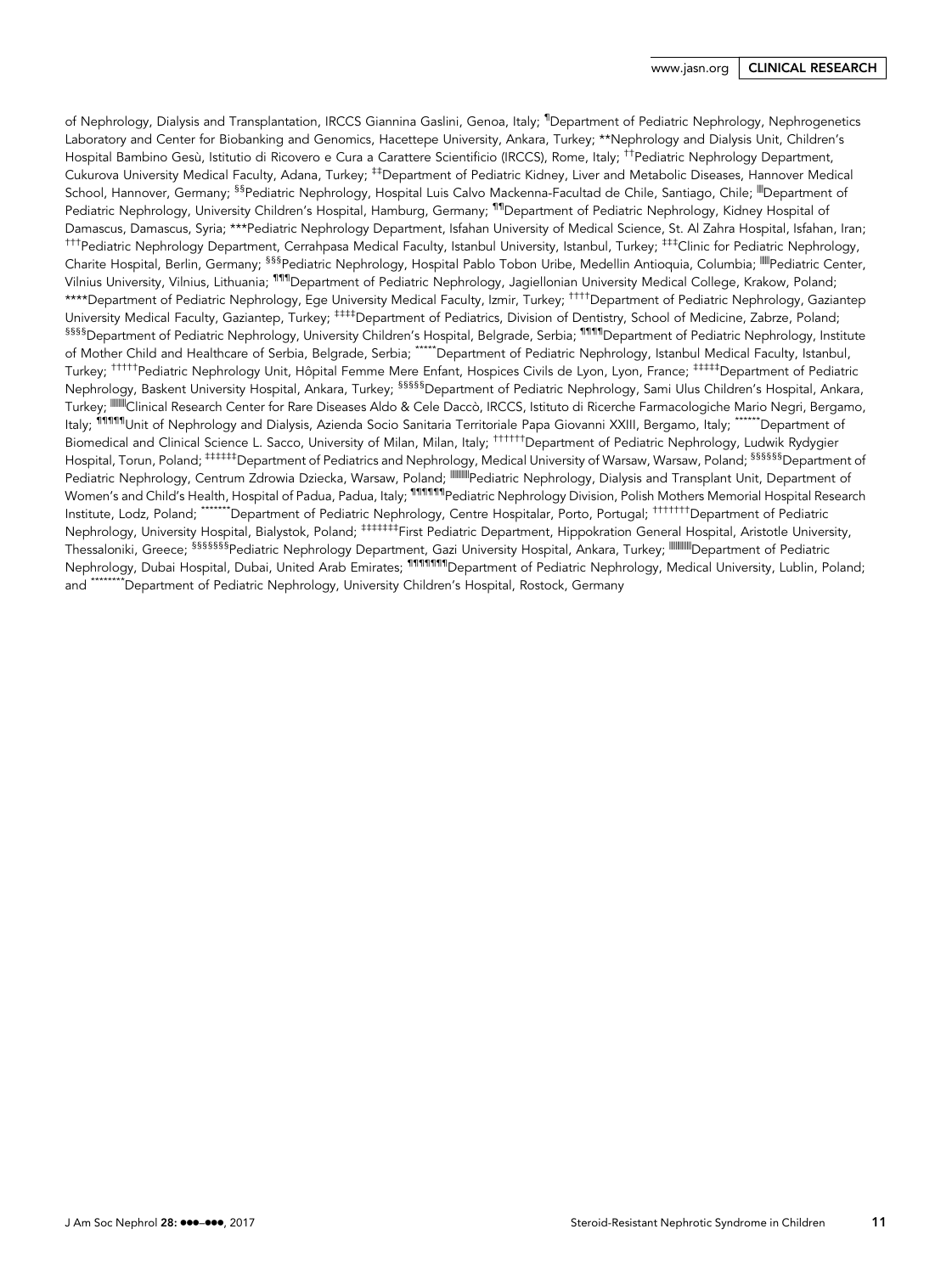of Nephrology, Dialysis and Transplantation, IRCCS Giannina Gaslini, Genoa, Italy; [¶]Department of Pediatric Nephrology, Nephrogenetics Laboratory and Center for Biobanking and Genomics, Hacettepe University, Ankara, Turkey; **Nephrology and Dialysis Unit, Children's Hospital Bambino Gesù, Istitutio di Ricovero e Cura a Carattere Scientificio (IRCCS), Rome, Italy; [††]Pediatric Nephrology Department, Cukurova University Medical Faculty, Adana, Turkey; [‡‡]Department of Pediatric Kidney, Liver and Metabolic Diseases, Hannover Medical School, Hannover, Germany; [§§]Pediatric Nephrology, Hospital Luis Calvo Mackenna-Facultad de Chile, Santiago, Chile; [||||]Department of Pediatric Nephrology, University Children's Hospital, Hamburg, Germany; [¶¶]Department of Pediatric Nephrology, Kidney Hospital of Damascus, Damascus, Syria; ***Pediatric Nephrology Department, Isfahan University of Medical Science, St. Al Zahra Hospital, Isfahan, Iran; [†††]Pediatric Nephrology Department, Cerrahpasa Medical Faculty, Istanbul University, Istanbul, Turkey; [‡‡‡]Clinic for Pediatric Nephrology, Charite Hospital, Berlin, Germany; [§§§]Pediatric Nephrology, Hospital Pablo Tobon Uribe, Medellin Antioquia, Columbia; [||||||]Pediatric Center, Vilnius University, Vilnius, Lithuania; [¶¶¶]Department of Pediatric Nephrology, Jagiellonian University Medical College, Krakow, Poland; ****Department of Pediatric Nephrology, Ege University Medical Faculty, Izmir, Turkey; [††††]Department of Pediatric Nephrology, Gaziantep University Medical Faculty, Gaziantep, Turkey; [‡‡‡‡]Department of Pediatrics, Division of Dentistry, School of Medicine, Zabrze, Poland; [§§§§]Department of Pediatric Nephrology, University Children's Hospital, Belgrade, Serbia; [¶¶¶¶]Department of Pediatric Nephrology, Institute of Mother Child and Healthcare of Serbia, Belgrade, Serbia; [*****]Department of Pediatric Nephrology, Istanbul Medical Faculty, Istanbul, Turkey; [†††††]Pediatric Nephrology Unit, Hôpital Femme Mere Enfant, Hospices Civils de Lyon, Lyon, France; [‡‡‡‡‡]Department of Pediatric Nephrology, Baskent University Hospital, Ankara, Turkey; [§§§§§]Department of Pediatric Nephrology, Sami Ulus Children's Hospital, Ankara, Turkey; [||||||||||]Clinical Research Center for Rare Diseases Aldo & Cele Daccò, IRCCS, Istituto di Ricerche Farmacologiche Mario Negri, Bergamo, Italy; [¶¶¶¶¶]Unit of Nephrology and Dialysis, Azienda Socio Sanitaria Territoriale Papa Giovanni XXIII, Bergamo, Italy; [******]Department of Biomedical and Clinical Science L. Sacco, University of Milan, Milan, Italy; [††††††]Department of Pediatric Nephrology, Ludwik Rydygier Hospital, Torun, Poland; [‡‡‡‡‡‡]Department of Pediatrics and Nephrology, Medical University of Warsaw, Warsaw, Poland; [§§§§§§]Department of Pediatric Nephrology, Centrum Zdrowia Dziecka, Warsaw, Poland; [||||||||||||]Pediatric Nephrology, Dialysis and Transplant Unit, Department of Women's and Child's Health, Hospital of Padua, Padua, Italy; [¶¶¶¶¶¶]Pediatric Nephrology Division, Polish Mothers Memorial Hospital Research Institute, Lodz, Poland; [*******]Department of Pediatric Nephrology, Centre Hospitalar, Porto, Portugal; [†††††††]Department of Pediatric Nephrology, University Hospital, Bialystok, Poland; [‡‡‡‡‡‡‡]First Pediatric Department, Hippokration General Hospital, Aristotle University, Thessaloniki, Greece; [§§§§§§§]Pediatric Nephrology Department, Gazi University Hospital, Ankara, Turkey; [||||||||||||||]Department of Pediatric Nephrology, Dubai Hospital, Dubai, United Arab Emirates; [¶¶¶¶¶¶¶]Department of Pediatric Nephrology, Medical University, Lublin, Poland; and [********]Department of Pediatric Nephrology, University Children's Hospital, Rostock, Germany